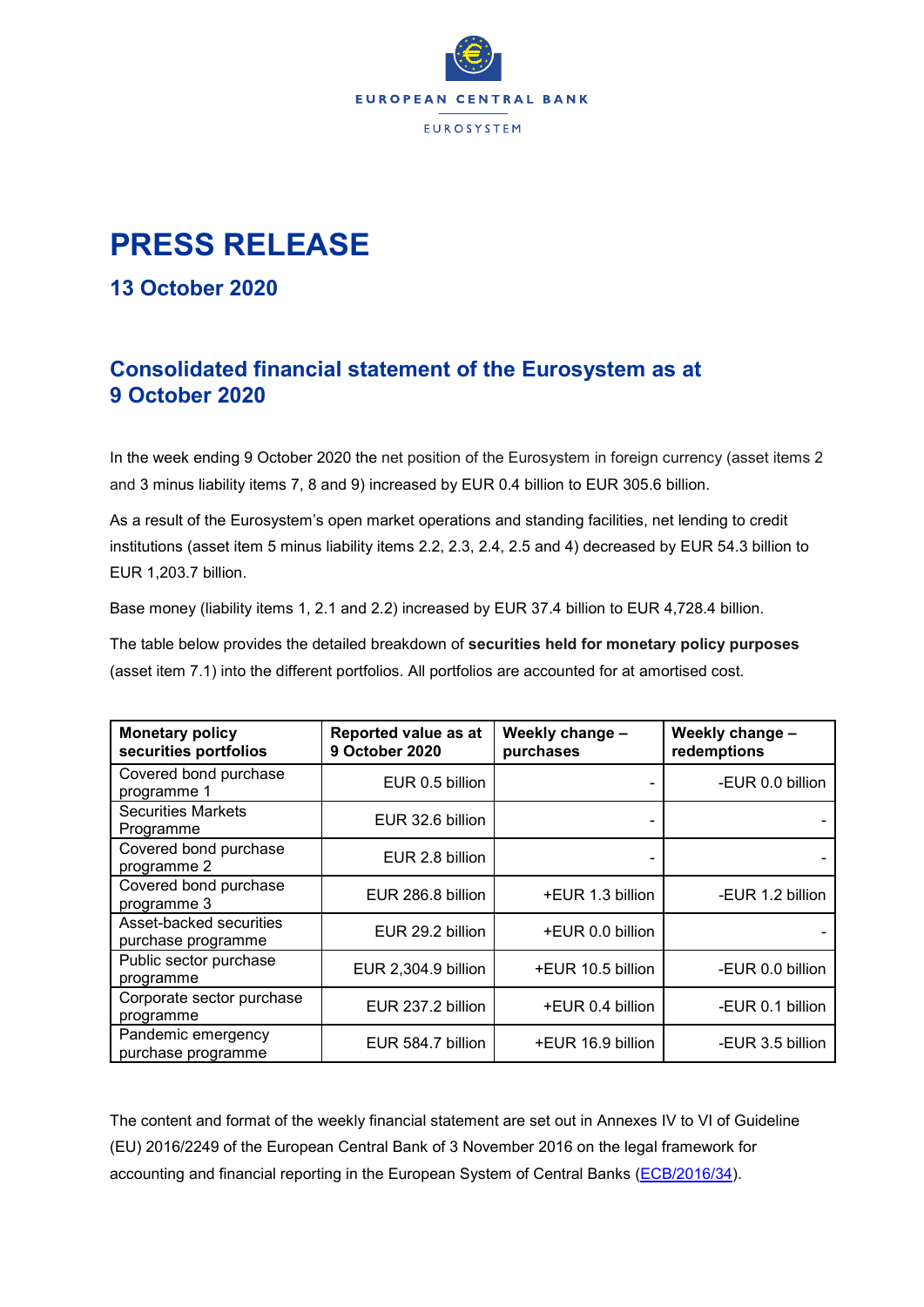EUROPEAN CENTRAL BANK

EUROSYSTEM

# PRESS RELEASE

## 13 October 2020

## Consolidated financial statement of the Eurosystem as at 9 October 2020

In the week ending 9 October 2020 the net position of the Eurosystem in foreign currency (asset items 2 and 3 minus liability items 7, 8 and 9) increased by EUR 0.4 billion to EUR 305.6 billion.

As a result of the Eurosystem's open market operations and standing facilities, net lending to credit institutions (asset item 5 minus liability items 2.2, 2.3, 2.4, 2.5 and 4) decreased by EUR 54.3 billion to EUR 1,203.7 billion.

Base money (liability items 1, 2.1 and 2.2) increased by EUR 37.4 billion to EUR 4,728.4 billion.

The table below provides the detailed breakdown of **securities held for monetary policy purposes** (asset item 7.1) into the different portfolios. All portfolios are accounted for at amortised cost.

| Monetary policy securities portfolios | Reported value as at 9 October 2020 | Weekly change – purchases | Weekly change – redemptions |
|---|---|---|---|
| Covered bond purchase programme 1 | EUR 0.5 billion | - | -EUR 0.0 billion |
| Securities Markets Programme | EUR 32.6 billion | - | - |
| Covered bond purchase programme 2 | EUR 2.8 billion | - | - |
| Covered bond purchase programme 3 | EUR 286.8 billion | +EUR 1.3 billion | -EUR 1.2 billion |
| Asset-backed securities purchase programme | EUR 29.2 billion | +EUR 0.0 billion | - |
| Public sector purchase programme | EUR 2,304.9 billion | +EUR 10.5 billion | -EUR 0.0 billion |
| Corporate sector purchase programme | EUR 237.2 billion | +EUR 0.4 billion | -EUR 0.1 billion |
| Pandemic emergency purchase programme | EUR 584.7 billion | +EUR 16.9 billion | -EUR 3.5 billion |

The content and format of the weekly financial statement are set out in Annexes IV to VI of Guideline (EU) 2016/2249 of the European Central Bank of 3 November 2016 on the legal framework for accounting and financial reporting in the European System of Central Banks (ECB/2016/34).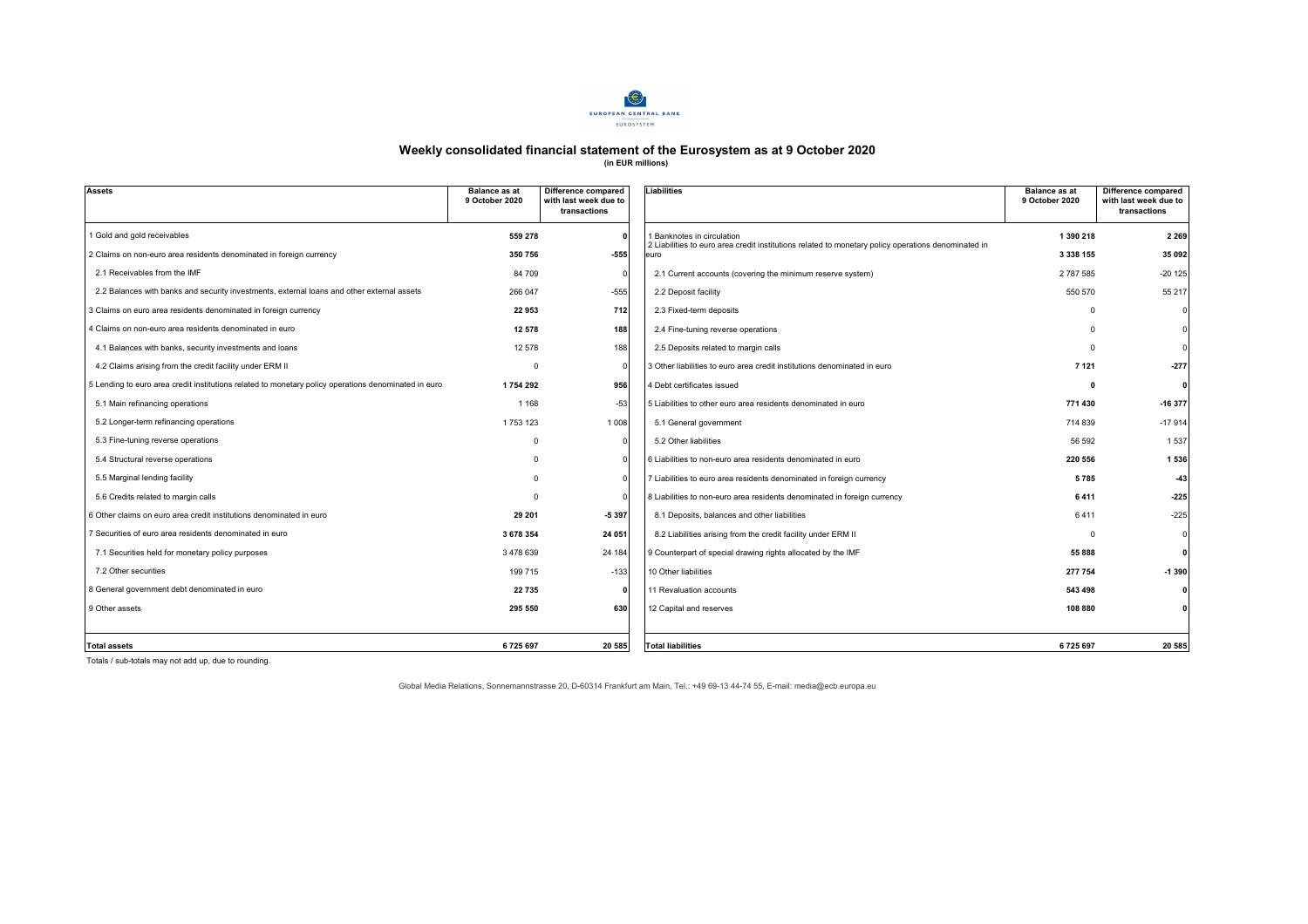# Weekly consolidated financial statement of the Eurosystem as at 9 October 2020

(in EUR millions)

| Assets | Balance as at 9 October 2020 | Difference compared with last week due to transactions | Liabilities | Balance as at 9 October 2020 | Difference compared with last week due to transactions |
|---|---|---|---|---|---|
| 1 Gold and gold receivables | **559 278** | **0** | 1 Banknotes in circulation | **1 390 218** | **2 269** |
| 2 Claims on non-euro area residents denominated in foreign currency | **350 756** | **-555** | 2 Liabilities to euro area credit institutions related to monetary policy operations denominated in euro | **3 338 155** | **35 092** |
| 2.1 Receivables from the IMF | 84 709 | 0 | 2.1 Current accounts (covering the minimum reserve system) | 2 787 585 | -20 125 |
| 2.2 Balances with banks and security investments, external loans and other external assets | 266 047 | -555 | 2.2 Deposit facility | 550 570 | 55 217 |
| 3 Claims on euro area residents denominated in foreign currency | **22 953** | **712** | 2.3 Fixed-term deposits | 0 | 0 |
| 4 Claims on non-euro area residents denominated in euro | **12 578** | **188** | 2.4 Fine-tuning reverse operations | 0 | 0 |
| 4.1 Balances with banks, security investments and loans | 12 578 | 188 | 2.5 Deposits related to margin calls | 0 | 0 |
| 4.2 Claims arising from the credit facility under ERM II | 0 | 0 | 3 Other liabilities to euro area credit institutions denominated in euro | **7 121** | **-277** |
| 5 Lending to euro area credit institutions related to monetary policy operations denominated in euro | **1 754 292** | **956** | 4 Debt certificates issued | **0** | **0** |
| 5.1 Main refinancing operations | 1 168 | -53 | 5 Liabilities to other euro area residents denominated in euro | **771 430** | **-16 377** |
| 5.2 Longer-term refinancing operations | 1 753 123 | 1 008 | 5.1 General government | 714 839 | -17 914 |
| 5.3 Fine-tuning reverse operations | 0 | 0 | 5.2 Other liabilities | 56 592 | 1 537 |
| 5.4 Structural reverse operations | 0 | 0 | 6 Liabilities to non-euro area residents denominated in euro | **220 556** | **1 536** |
| 5.5 Marginal lending facility | 0 | 0 | 7 Liabilities to euro area residents denominated in foreign currency | **5 785** | **-43** |
| 5.6 Credits related to margin calls | 0 | 0 | 8 Liabilities to non-euro area residents denominated in foreign currency | **6 411** | **-225** |
| 6 Other claims on euro area credit institutions denominated in euro | **29 201** | **-5 397** | 8.1 Deposits, balances and other liabilities | 6 411 | -225 |
| 7 Securities of euro area residents denominated in euro | **3 678 354** | **24 051** | 8.2 Liabilities arising from the credit facility under ERM II | 0 | 0 |
| 7.1 Securities held for monetary policy purposes | 3 478 639 | 24 184 | 9 Counterpart of special drawing rights allocated by the IMF | **55 888** | **0** |
| 7.2 Other securities | 199 715 | -133 | 10 Other liabilities | **277 754** | **-1 390** |
| 8 General government debt denominated in euro | **22 735** | **0** | 11 Revaluation accounts | **543 498** | **0** |
| 9 Other assets | **295 550** | **630** | 12 Capital and reserves | **108 880** | **0** |
| **Total assets** | **6 725 697** | **20 585** | **Total liabilities** | **6 725 697** | **20 585** |

Totals / sub-totals may not add up, due to rounding.

Global Media Relations, Sonnemannstrasse 20, D-60314 Frankfurt am Main, Tel.: +49 69-13 44-74 55, E-mail: media@ecb.europa.eu